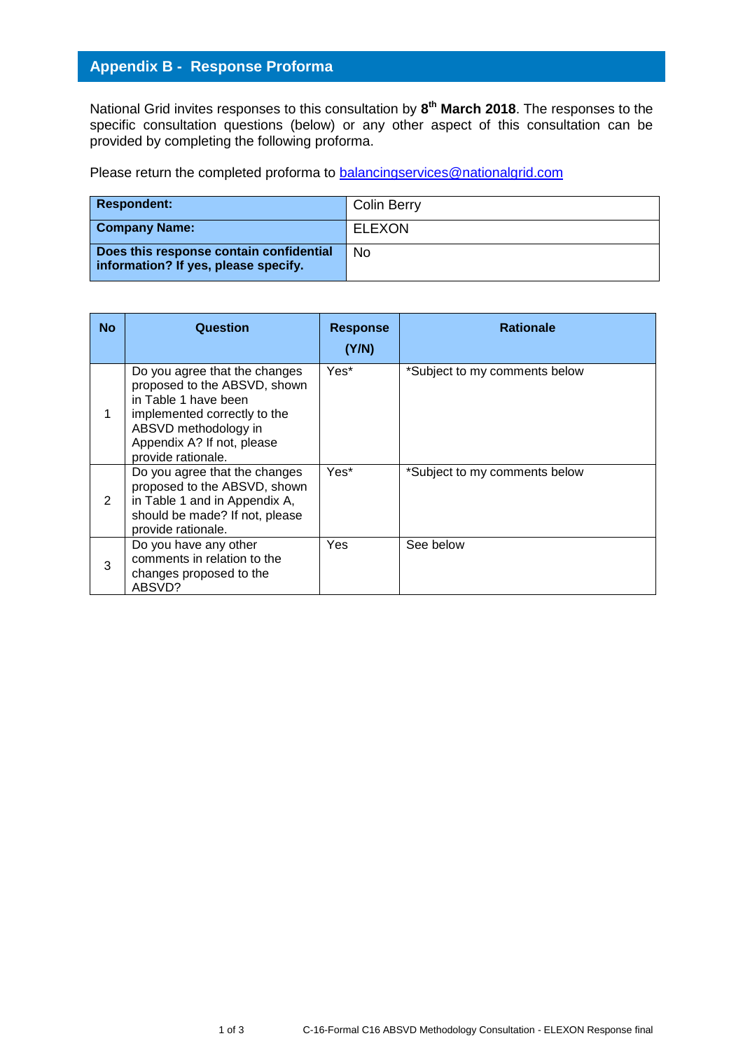## Appendix B - Response Proforma

National Grid invites responses to this consultation by **8th March 2018**. The responses to the specific consultation questions (below) or any other aspect of this consultation can be provided by completing the following proforma.

Please return the completed proforma to [balancingservices@nationalgrid.com](mailto:balancingservices@nationalgrid.com)

| | |
|---|---|
| **Respondent:** | Colin Berry |
| **Company Name:** | ELEXON |
| **Does this response contain confidential information? If yes, please specify.** | No |

| No | Question | Response (Y/N) | Rationale |
|---|---|---|---|
| 1 | Do you agree that the changes proposed to the ABSVD, shown in Table 1 have been implemented correctly to the ABSVD methodology in Appendix A? If not, please provide rationale. | Yes* | *Subject to my comments below |
| 2 | Do you agree that the changes proposed to the ABSVD, shown in Table 1 and in Appendix A, should be made? If not, please provide rationale. | Yes* | *Subject to my comments below |
| 3 | Do you have any other comments in relation to the changes proposed to the ABSVD? | Yes | See below |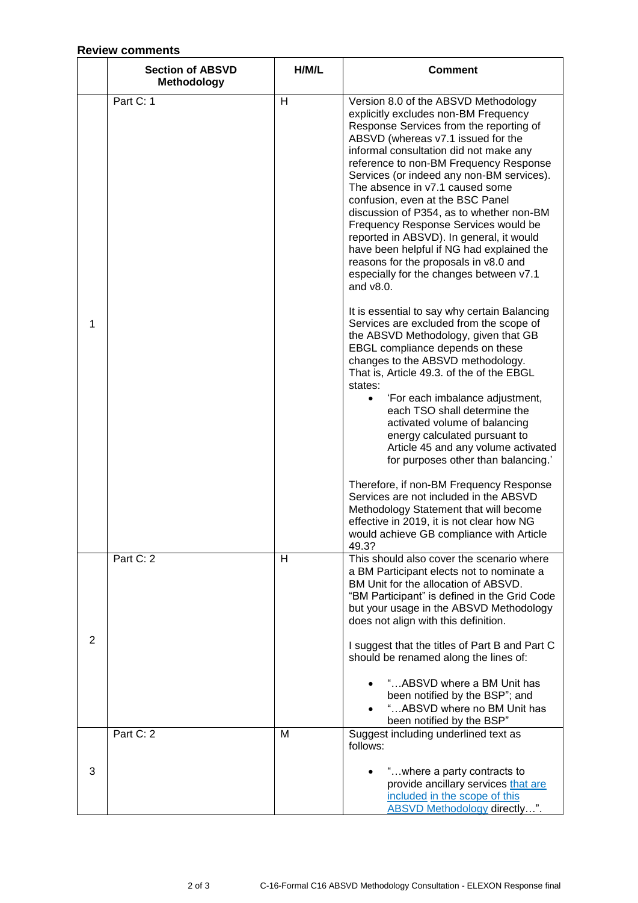**Review comments**

| | Section of ABSVD Methodology | H/M/L | Comment |
|---|---|---|---|
| 1 | Part C: 1 | H | Version 8.0 of the ABSVD Methodology explicitly excludes non-BM Frequency Response Services from the reporting of ABSVD (whereas v7.1 issued for the informal consultation did not make any reference to non-BM Frequency Response Services (or indeed any non-BM services). The absence in v7.1 caused some confusion, even at the BSC Panel discussion of P354, as to whether non-BM Frequency Response Services would be reported in ABSVD). In general, it would have been helpful if NG had explained the reasons for the proposals in v8.0 and especially for the changes between v7.1 and v8.0.<br><br>It is essential to say why certain Balancing Services are excluded from the scope of the ABSVD Methodology, given that GB EBGL compliance depends on these changes to the ABSVD methodology. That is, Article 49.3. of the of the EBGL states:<br>• 'For each imbalance adjustment, each TSO shall determine the activated volume of balancing energy calculated pursuant to Article 45 and any volume activated for purposes other than balancing.'<br><br>Therefore, if non-BM Frequency Response Services are not included in the ABSVD Methodology Statement that will become effective in 2019, it is not clear how NG would achieve GB compliance with Article 49.3? |
| 2 | Part C: 2 | H | This should also cover the scenario where a BM Participant elects not to nominate a BM Unit for the allocation of ABSVD. "BM Participant" is defined in the Grid Code but your usage in the ABSVD Methodology does not align with this definition.<br><br>I suggest that the titles of Part B and Part C should be renamed along the lines of:<br>• "…ABSVD where a BM Unit has been notified by the BSP"; and<br>• "…ABSVD where no BM Unit has been notified by the BSP" |
| 3 | Part C: 2 | M | Suggest including underlined text as follows:<br>• "…where a party contracts to provide ancillary services <u>that are included in the scope of this ABSVD Methodology</u> directly…". |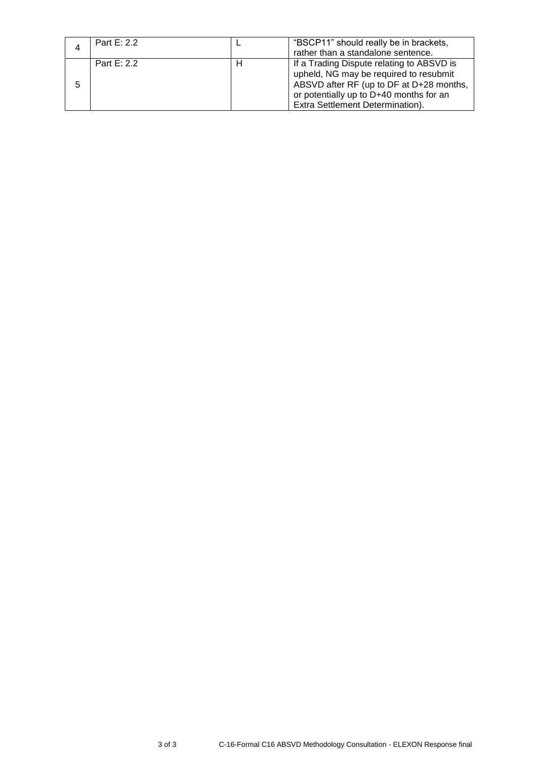| | | | |
|---|---|---|---|
| 4 | Part E: 2.2 | L | "BSCP11" should really be in brackets, rather than a standalone sentence. |
| 5 | Part E: 2.2 | H | If a Trading Dispute relating to ABSVD is upheld, NG may be required to resubmit ABSVD after RF (up to DF at D+28 months, or potentially up to D+40 months for an Extra Settlement Determination). |